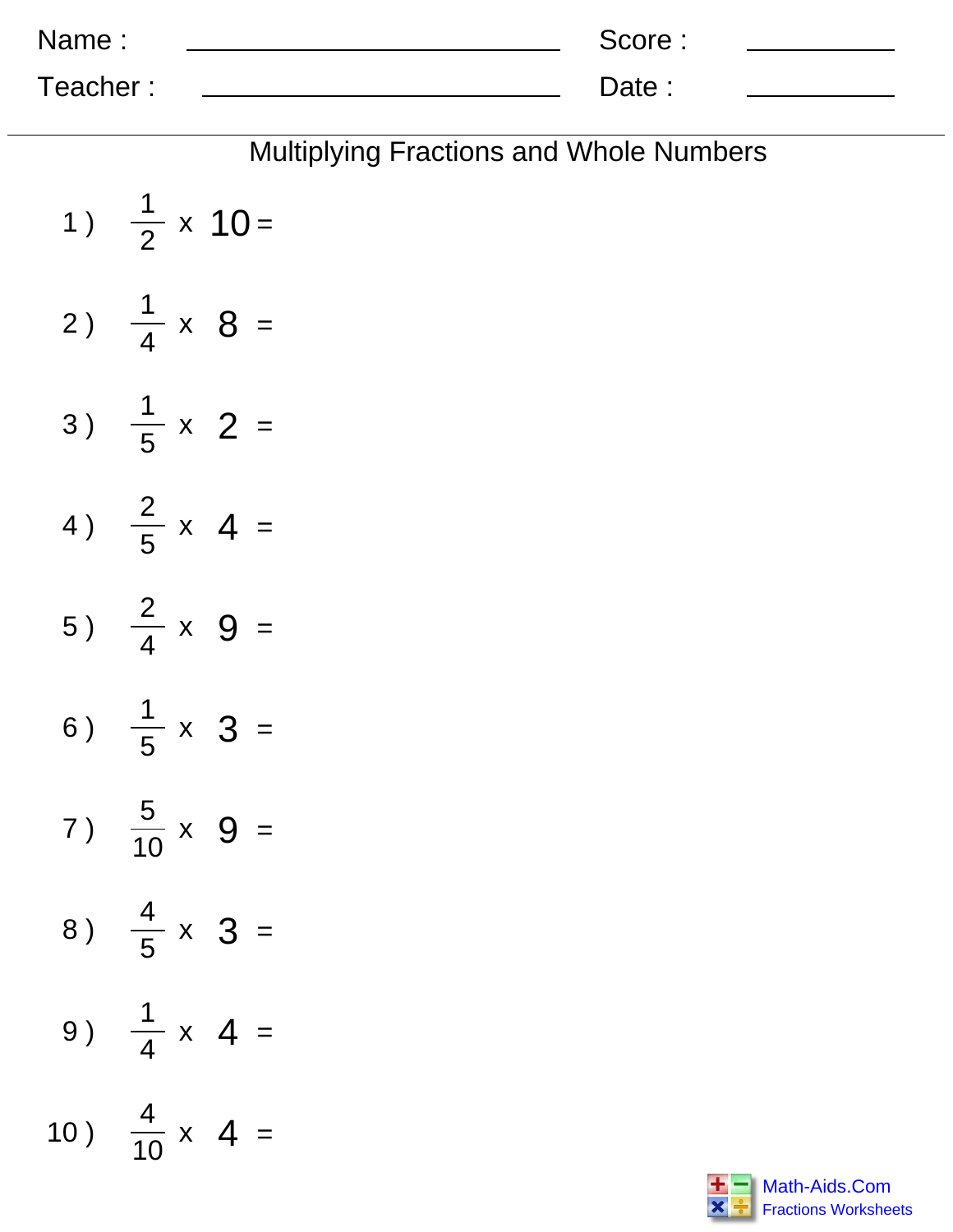Name : ______________________ Score : __________

Teacher : ______________________ Date : __________

## Multiplying Fractions and Whole Numbers

1 ) $\frac{1}{2} \times 10 =$

2 ) $\frac{1}{4} \times 8 =$

3 ) $\frac{1}{5} \times 2 =$

4 ) $\frac{2}{5} \times 4 =$

5 ) $\frac{2}{4} \times 9 =$

6 ) $\frac{1}{5} \times 3 =$

7 ) $\frac{5}{10} \times 9 =$

8 ) $\frac{4}{5} \times 3 =$

9 ) $\frac{1}{4} \times 4 =$

10 ) $\frac{4}{10} \times 4 =$

Math-Aids.Com
Fractions Worksheets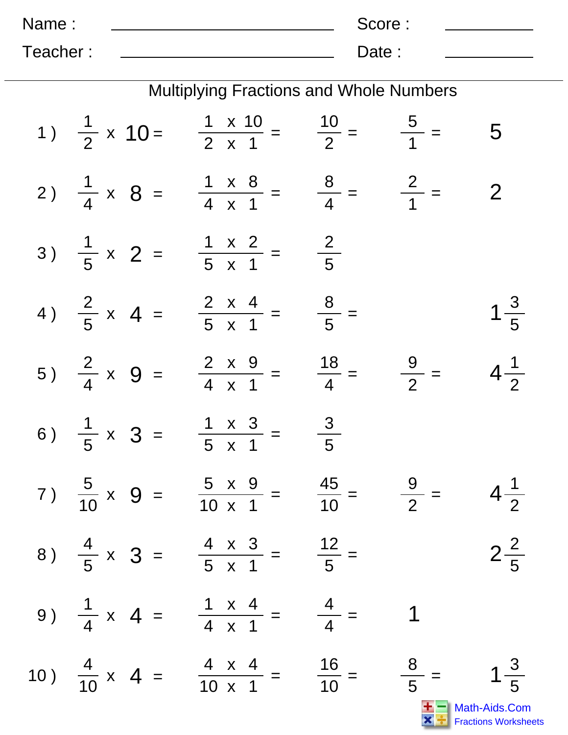Name : ______________________ Score : __________

Teacher : ______________________ Date : __________

## Multiplying Fractions and Whole Numbers

1 ) $\frac{1}{2} \times 10 = \frac{1 \times 10}{2 \times 1} = \frac{10}{2} = \frac{5}{1} = 5$

2 ) $\frac{1}{4} \times 8 = \frac{1 \times 8}{4 \times 1} = \frac{8}{4} = \frac{2}{1} = 2$

3 ) $\frac{1}{5} \times 2 = \frac{1 \times 2}{5 \times 1} = \frac{2}{5}$

4 ) $\frac{2}{5} \times 4 = \frac{2 \times 4}{5 \times 1} = \frac{8}{5} = 1\frac{3}{5}$

5 ) $\frac{2}{4} \times 9 = \frac{2 \times 9}{4 \times 1} = \frac{18}{4} = \frac{9}{2} = 4\frac{1}{2}$

6 ) $\frac{1}{5} \times 3 = \frac{1 \times 3}{5 \times 1} = \frac{3}{5}$

7 ) $\frac{5}{10} \times 9 = \frac{5 \times 9}{10 \times 1} = \frac{45}{10} = \frac{9}{2} = 4\frac{1}{2}$

8 ) $\frac{4}{5} \times 3 = \frac{4 \times 3}{5 \times 1} = \frac{12}{5} = 2\frac{2}{5}$

9 ) $\frac{1}{4} \times 4 = \frac{1 \times 4}{4 \times 1} = \frac{4}{4} = 1$

10 ) $\frac{4}{10} \times 4 = \frac{4 \times 4}{10 \times 1} = \frac{16}{10} = \frac{8}{5} = 1\frac{3}{5}$

Math-Aids.Com
Fractions Worksheets